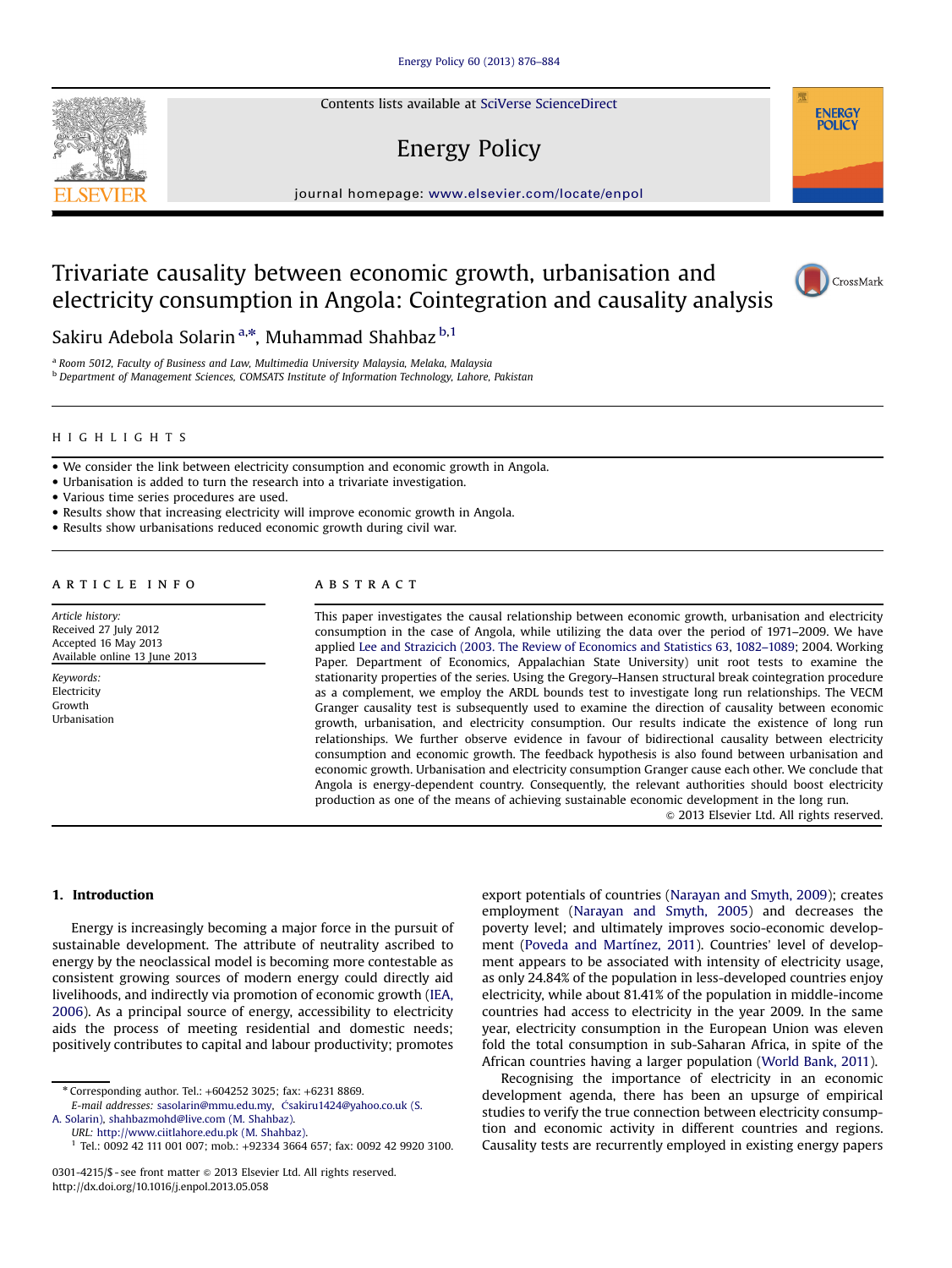# Trivariate causality between economic growth, urbanisation and electricity consumption in Angola: Cointegration and causality analysis

Sakiru Adebola Solarin [a,*], Muhammad Shahbaz [b,1]

[a] Room 5012, Faculty of Business and Law, Multimedia University Malaysia, Melaka, Malaysia
[b] Department of Management Sciences, COMSATS Institute of Information Technology, Lahore, Pakistan

## HIGHLIGHTS

- We consider the link between electricity consumption and economic growth in Angola.
- Urbanisation is added to turn the research into a trivariate investigation.
- Various time series procedures are used.
- Results show that increasing electricity will improve economic growth in Angola.
- Results show urbanisations reduced economic growth during civil war.

## ARTICLE INFO

*Article history:*
Received 27 July 2012
Accepted 16 May 2013
Available online 13 June 2013

*Keywords:*
Electricity
Growth
Urbanisation

## ABSTRACT

This paper investigates the causal relationship between economic growth, urbanisation and electricity consumption in the case of Angola, while utilizing the data over the period of 1971–2009. We have applied Lee and Strazicich (2003. The Review of Economics and Statistics 63, 1082–1089; 2004. Working Paper. Department of Economics, Appalachian State University) unit root tests to examine the stationarity properties of the series. Using the Gregory–Hansen structural break cointegration procedure as a complement, we employ the ARDL bounds test to investigate long run relationships. The VECM Granger causality test is subsequently used to examine the direction of causality between economic growth, urbanisation, and electricity consumption. Our results indicate the existence of long run relationships. We further observe evidence in favour of bidirectional causality between electricity consumption and economic growth. The feedback hypothesis is also found between urbanisation and economic growth. Urbanisation and electricity consumption Granger cause each other. We conclude that Angola is energy-dependent country. Consequently, the relevant authorities should boost electricity production as one of the means of achieving sustainable economic development in the long run.

© 2013 Elsevier Ltd. All rights reserved.

## 1. Introduction

Energy is increasingly becoming a major force in the pursuit of sustainable development. The attribute of neutrality ascribed to energy by the neoclassical model is becoming more contestable as consistent growing sources of modern energy could directly aid livelihoods, and indirectly via promotion of economic growth (IEA, 2006). As a principal source of energy, accessibility to electricity aids the process of meeting residential and domestic needs; positively contributes to capital and labour productivity; promotes export potentials of countries (Narayan and Smyth, 2009); creates employment (Narayan and Smyth, 2005) and decreases the poverty level; and ultimately improves socio-economic development (Poveda and Martínez, 2011). Countries' level of development appears to be associated with intensity of electricity usage, as only 24.84% of the population in less-developed countries enjoy electricity, while about 81.41% of the population in middle-income countries had access to electricity in the year 2009. In the same year, electricity consumption in the European Union was eleven fold the total consumption in sub-Saharan Africa, in spite of the African countries having a larger population (World Bank, 2011).

Recognising the importance of electricity in an economic development agenda, there has been an upsurge of empirical studies to verify the true connection between electricity consumption and economic activity in different countries and regions. Causality tests are recurrently employed in existing energy papers

---

* Corresponding author. Tel.: +604252 3025; fax: +6231 8869.
*E-mail addresses:* sasolarin@mmu.edu.my, Csakiru1424@yahoo.co.uk (S. A. Solarin), shahbazmohd@live.com (M. Shahbaz).
*URL:* http://www.ciitlahore.edu.pk (M. Shahbaz).

[1] Tel.: 0092 42 111 001 007; mob.: +92334 3664 657; fax: 0092 42 9920 3100.

0301-4215/$ - see front matter © 2013 Elsevier Ltd. All rights reserved.
http://dx.doi.org/10.1016/j.enpol.2013.05.058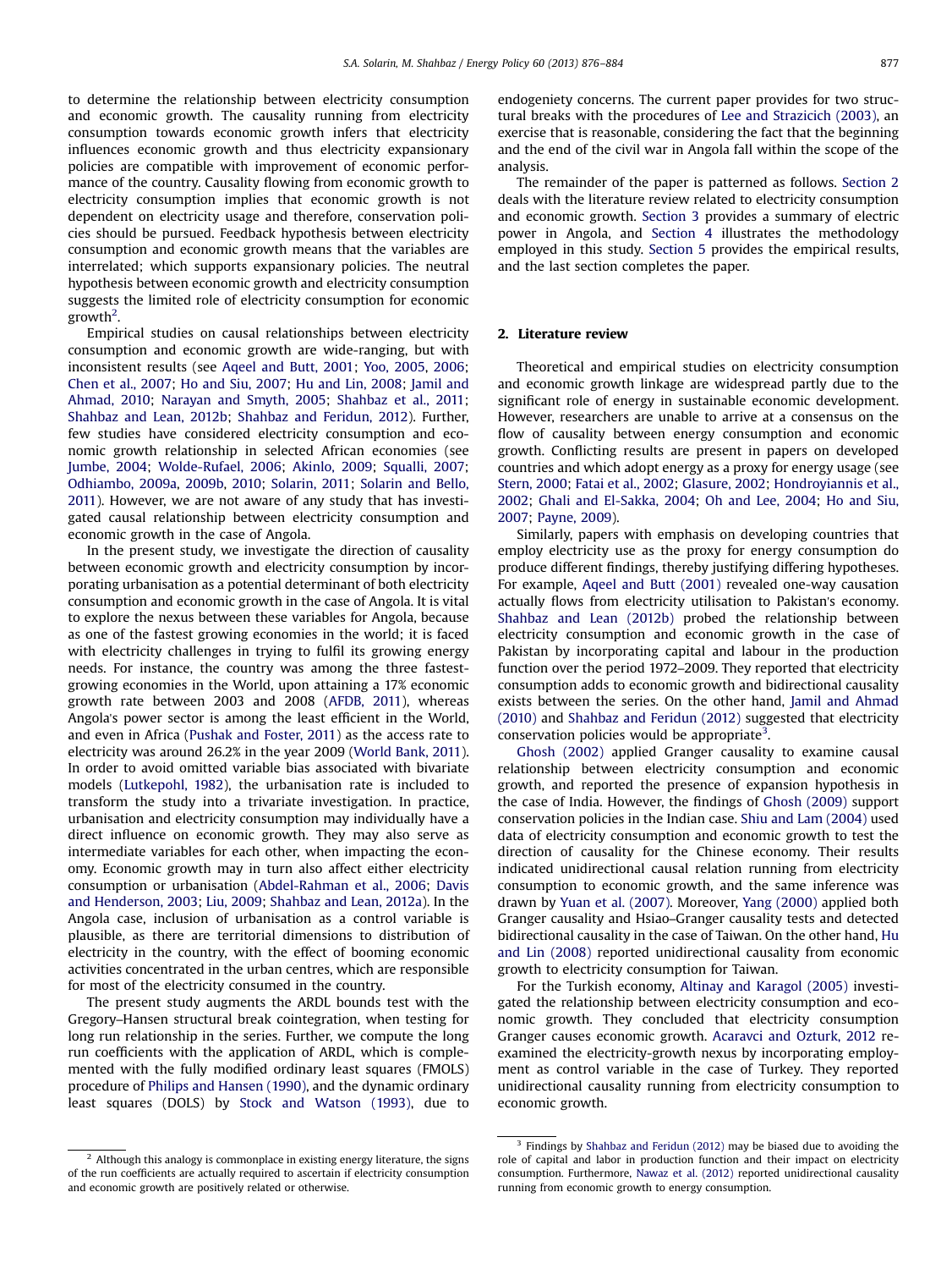to determine the relationship between electricity consumption and economic growth. The causality running from electricity consumption towards economic growth infers that electricity influences economic growth and thus electricity expansionary policies are compatible with improvement of economic performance of the country. Causality flowing from economic growth to electricity consumption implies that economic growth is not dependent on electricity usage and therefore, conservation policies should be pursued. Feedback hypothesis between electricity consumption and economic growth means that the variables are interrelated; which supports expansionary policies. The neutral hypothesis between economic growth and electricity consumption suggests the limited role of electricity consumption for economic growth[2].

Empirical studies on causal relationships between electricity consumption and economic growth are wide-ranging, but with inconsistent results (see Aqeel and Butt, 2001; Yoo, 2005, 2006; Chen et al., 2007; Ho and Siu, 2007; Hu and Lin, 2008; Jamil and Ahmad, 2010; Narayan and Smyth, 2005; Shahbaz et al., 2011; Shahbaz and Lean, 2012b; Shahbaz and Feridun, 2012). Further, few studies have considered electricity consumption and economic growth relationship in selected African economies (see Jumbe, 2004; Wolde-Rufael, 2006; Akinlo, 2009; Squalli, 2007; Odhiambo, 2009a, 2009b, 2010; Solarin, 2011; Solarin and Bello, 2011). However, we are not aware of any study that has investigated causal relationship between electricity consumption and economic growth in the case of Angola.

In the present study, we investigate the direction of causality between economic growth and electricity consumption by incorporating urbanisation as a potential determinant of both electricity consumption and economic growth in the case of Angola. It is vital to explore the nexus between these variables for Angola, because as one of the fastest growing economies in the world; it is faced with electricity challenges in trying to fulfil its growing energy needs. For instance, the country was among the three fastest-growing economies in the World, upon attaining a 17% economic growth rate between 2003 and 2008 (AFDB, 2011), whereas Angola's power sector is among the least efficient in the World, and even in Africa (Pushak and Foster, 2011) as the access rate to electricity was around 26.2% in the year 2009 (World Bank, 2011). In order to avoid omitted variable bias associated with bivariate models (Lutkepohl, 1982), the urbanisation rate is included to transform the study into a trivariate investigation. In practice, urbanisation and electricity consumption may individually have a direct influence on economic growth. They may also serve as intermediate variables for each other, when impacting the economy. Economic growth may in turn also affect either electricity consumption or urbanisation (Abdel-Rahman et al., 2006; Davis and Henderson, 2003; Liu, 2009; Shahbaz and Lean, 2012a). In the Angola case, inclusion of urbanisation as a control variable is plausible, as there are territorial dimensions to distribution of electricity in the country, with the effect of booming economic activities concentrated in the urban centres, which are responsible for most of the electricity consumed in the country.

The present study augments the ARDL bounds test with the Gregory–Hansen structural break cointegration, when testing for long run relationship in the series. Further, we compute the long run coefficients with the application of ARDL, which is complemented with the fully modified ordinary least squares (FMOLS) procedure of Philips and Hansen (1990), and the dynamic ordinary least squares (DOLS) by Stock and Watson (1993), due to endogeniety concerns. The current paper provides for two structural breaks with the procedures of Lee and Strazicich (2003), an exercise that is reasonable, considering the fact that the beginning and the end of the civil war in Angola fall within the scope of the analysis.

The remainder of the paper is patterned as follows. Section 2 deals with the literature review related to electricity consumption and economic growth. Section 3 provides a summary of electric power in Angola, and Section 4 illustrates the methodology employed in this study. Section 5 provides the empirical results, and the last section completes the paper.

## 2. Literature review

Theoretical and empirical studies on electricity consumption and economic growth linkage are widespread partly due to the significant role of energy in sustainable economic development. However, researchers are unable to arrive at a consensus on the flow of causality between energy consumption and economic growth. Conflicting results are present in papers on developed countries and which adopt energy as a proxy for energy usage (see Stern, 2000; Fatai et al., 2002; Glasure, 2002; Hondroyiannis et al., 2002; Ghali and El-Sakka, 2004; Oh and Lee, 2004; Ho and Siu, 2007; Payne, 2009).

Similarly, papers with emphasis on developing countries that employ electricity use as the proxy for energy consumption do produce different findings, thereby justifying differing hypotheses. For example, Aqeel and Butt (2001) revealed one-way causation actually flows from electricity utilisation to Pakistan's economy. Shahbaz and Lean (2012b) probed the relationship between electricity consumption and economic growth in the case of Pakistan by incorporating capital and labour in the production function over the period 1972–2009. They reported that electricity consumption adds to economic growth and bidirectional causality exists between the series. On the other hand, Jamil and Ahmad (2010) and Shahbaz and Feridun (2012) suggested that electricity conservation policies would be appropriate[3].

Ghosh (2002) applied Granger causality to examine causal relationship between electricity consumption and economic growth, and reported the presence of expansion hypothesis in the case of India. However, the findings of Ghosh (2009) support conservation policies in the Indian case. Shiu and Lam (2004) used data of electricity consumption and economic growth to test the direction of causality for the Chinese economy. Their results indicated unidirectional causal relation running from electricity consumption to economic growth, and the same inference was drawn by Yuan et al. (2007). Moreover, Yang (2000) applied both Granger causality and Hsiao–Granger causality tests and detected bidirectional causality in the case of Taiwan. On the other hand, Hu and Lin (2008) reported unidirectional causality from economic growth to electricity consumption for Taiwan.

For the Turkish economy, Altinay and Karagol (2005) investigated the relationship between electricity consumption and economic growth. They concluded that electricity consumption Granger causes economic growth. Acaravci and Ozturk, 2012 re-examined the electricity-growth nexus by incorporating employment as control variable in the case of Turkey. They reported unidirectional causality running from electricity consumption to economic growth.

---

[2] Although this analogy is commonplace in existing energy literature, the signs of the run coefficients are actually required to ascertain if electricity consumption and economic growth are positively related or otherwise.

[3] Findings by Shahbaz and Feridun (2012) may be biased due to avoiding the role of capital and labor in production function and their impact on electricity consumption. Furthermore, Nawaz et al. (2012) reported unidirectional causality running from economic growth to energy consumption.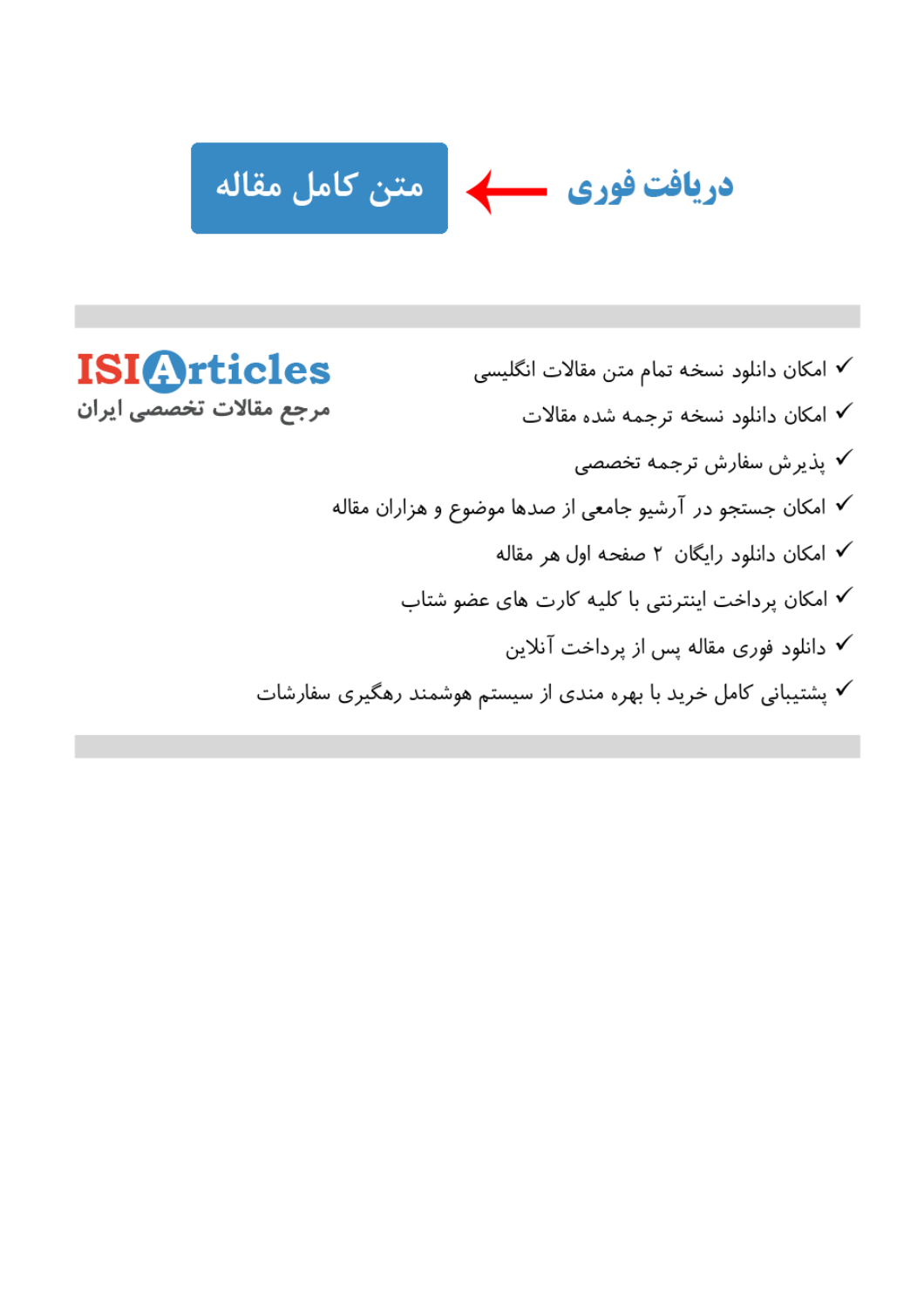دریافت فوری ← متن کامل مقاله

**ISIArticles**
مرجع مقالات تخصصی ایران

- ✓ امکان دانلود نسخه تمام متن مقالات انگلیسی
- ✓ امکان دانلود نسخه ترجمه شده مقالات
- ✓ پذیرش سفارش ترجمه تخصصی
- ✓ امکان جستجو در آرشیو جامعی از صدها موضوع و هزاران مقاله
- ✓ امکان دانلود رایگان ۲ صفحه اول هر مقاله
- ✓ امکان پرداخت اینترنتی با کلیه کارت های عضو شتاب
- ✓ دانلود فوری مقاله پس از پرداخت آنلاین
- ✓ پشتیبانی کامل خرید با بهره مندی از سیستم هوشمند رهگیری سفارشات